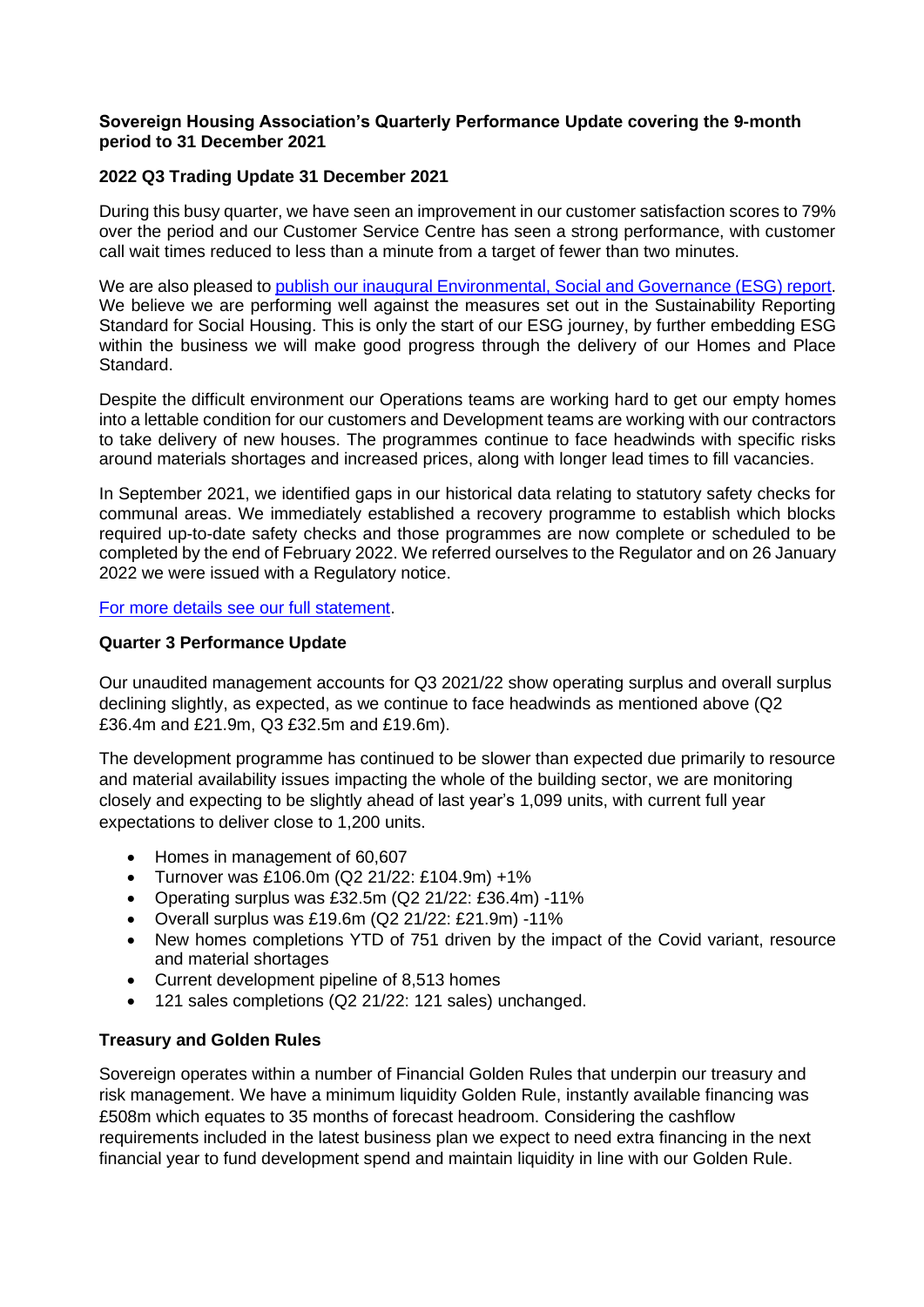**Sovereign Housing Association's Quarterly Performance Update covering the 9-month period to 31 December 2021**

**2022 Q3 Trading Update 31 December 2021**

During this busy quarter, we have seen an improvement in our customer satisfaction scores to 79% over the period and our Customer Service Centre has seen a strong performance, with customer call wait times reduced to less than a minute from a target of fewer than two minutes.

We are also pleased to publish our inaugural Environmental, Social and Governance (ESG) report. We believe we are performing well against the measures set out in the Sustainability Reporting Standard for Social Housing. This is only the start of our ESG journey, by further embedding ESG within the business we will make good progress through the delivery of our Homes and Place Standard.

Despite the difficult environment our Operations teams are working hard to get our empty homes into a lettable condition for our customers and Development teams are working with our contractors to take delivery of new houses. The programmes continue to face headwinds with specific risks around materials shortages and increased prices, along with longer lead times to fill vacancies.

In September 2021, we identified gaps in our historical data relating to statutory safety checks for communal areas. We immediately established a recovery programme to establish which blocks required up-to-date safety checks and those programmes are now complete or scheduled to be completed by the end of February 2022. We referred ourselves to the Regulator and on 26 January 2022 we were issued with a Regulatory notice.

For more details see our full statement.

**Quarter 3 Performance Update**

Our unaudited management accounts for Q3 2021/22 show operating surplus and overall surplus declining slightly, as expected, as we continue to face headwinds as mentioned above (Q2 £36.4m and £21.9m, Q3 £32.5m and £19.6m).

The development programme has continued to be slower than expected due primarily to resource and material availability issues impacting the whole of the building sector, we are monitoring closely and expecting to be slightly ahead of last year's 1,099 units, with current full year expectations to deliver close to 1,200 units.

- Homes in management of 60,607
- Turnover was £106.0m (Q2 21/22: £104.9m) +1%
- Operating surplus was £32.5m (Q2 21/22: £36.4m) -11%
- Overall surplus was £19.6m (Q2 21/22: £21.9m) -11%
- New homes completions YTD of 751 driven by the impact of the Covid variant, resource and material shortages
- Current development pipeline of 8,513 homes
- 121 sales completions (Q2 21/22: 121 sales) unchanged.

**Treasury and Golden Rules**

Sovereign operates within a number of Financial Golden Rules that underpin our treasury and risk management. We have a minimum liquidity Golden Rule, instantly available financing was £508m which equates to 35 months of forecast headroom. Considering the cashflow requirements included in the latest business plan we expect to need extra financing in the next financial year to fund development spend and maintain liquidity in line with our Golden Rule.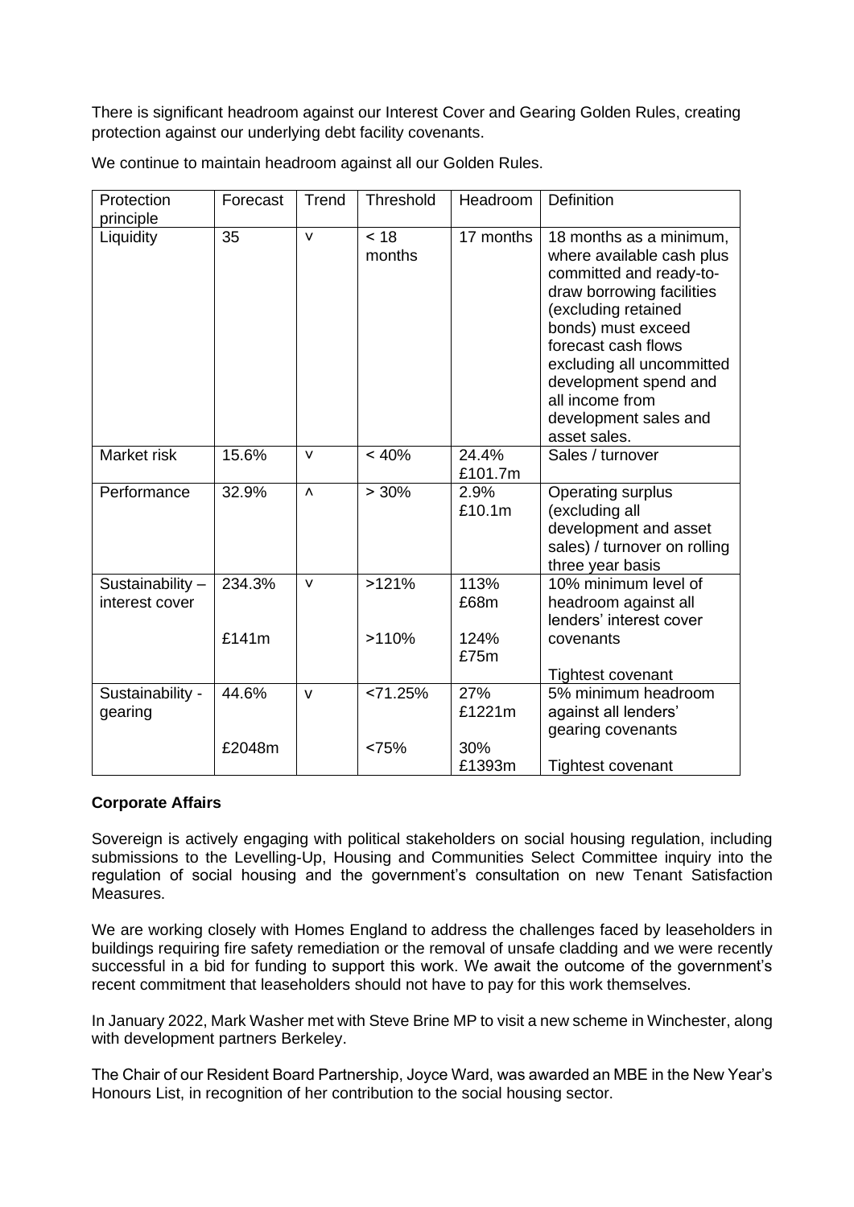There is significant headroom against our Interest Cover and Gearing Golden Rules, creating protection against our underlying debt facility covenants.

We continue to maintain headroom against all our Golden Rules.

| Protection principle | Forecast | Trend | Threshold | Headroom | Definition |
|---|---|---|---|---|---|
| Liquidity | 35 | v | < 18 months | 17 months | 18 months as a minimum, where available cash plus committed and ready-to-draw borrowing facilities (excluding retained bonds) must exceed forecast cash flows excluding all uncommitted development spend and all income from development sales and asset sales. |
| Market risk | 15.6% | v | < 40% | 24.4% £101.7m | Sales / turnover |
| Performance | 32.9% | ^ | > 30% | 2.9% £10.1m | Operating surplus (excluding all development and asset sales) / turnover on rolling three year basis |
| Sustainability – interest cover | 234.3% | v | >121% | 113% £68m | 10% minimum level of headroom against all lenders' interest cover covenants |
| | £141m | | >110% | 124% £75m | Tightest covenant |
| Sustainability - gearing | 44.6% | v | <71.25% | 27% £1221m | 5% minimum headroom against all lenders' gearing covenants |
| | £2048m | | <75% | 30% £1393m | Tightest covenant |

**Corporate Affairs**

Sovereign is actively engaging with political stakeholders on social housing regulation, including submissions to the Levelling-Up, Housing and Communities Select Committee inquiry into the regulation of social housing and the government's consultation on new Tenant Satisfaction Measures.

We are working closely with Homes England to address the challenges faced by leaseholders in buildings requiring fire safety remediation or the removal of unsafe cladding and we were recently successful in a bid for funding to support this work. We await the outcome of the government's recent commitment that leaseholders should not have to pay for this work themselves.

In January 2022, Mark Washer met with Steve Brine MP to visit a new scheme in Winchester, along with development partners Berkeley.

The Chair of our Resident Board Partnership, Joyce Ward, was awarded an MBE in the New Year's Honours List, in recognition of her contribution to the social housing sector.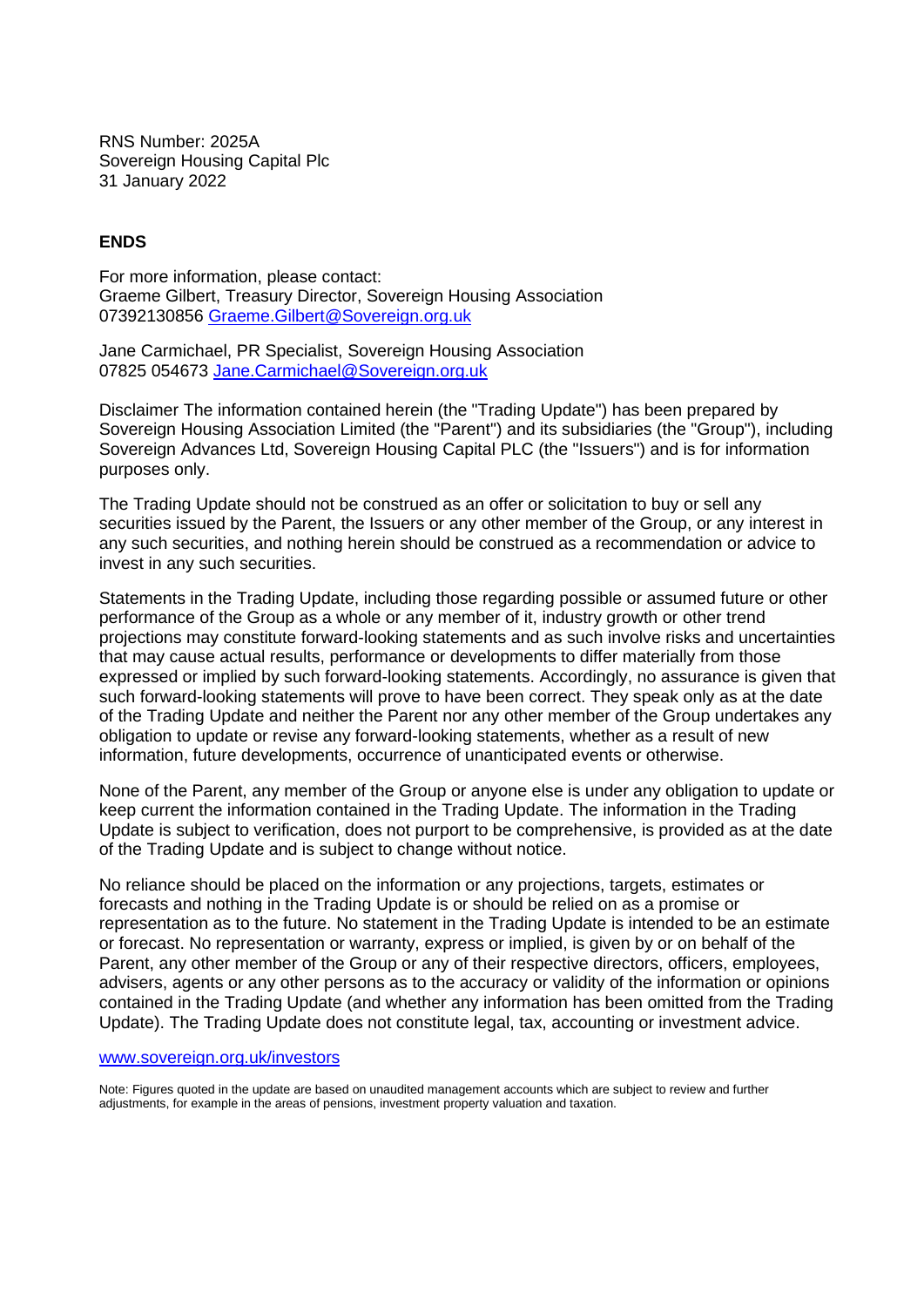RNS Number: 2025A
Sovereign Housing Capital Plc
31 January 2022

**ENDS**

For more information, please contact:
Graeme Gilbert, Treasury Director, Sovereign Housing Association
07392130856 [Graeme.Gilbert@Sovereign.org.uk](mailto:Graeme.Gilbert@Sovereign.org.uk)

Jane Carmichael, PR Specialist, Sovereign Housing Association
07825 054673 [Jane.Carmichael@Sovereign.org.uk](mailto:Jane.Carmichael@Sovereign.org.uk)

Disclaimer The information contained herein (the "Trading Update") has been prepared by Sovereign Housing Association Limited (the "Parent") and its subsidiaries (the "Group"), including Sovereign Advances Ltd, Sovereign Housing Capital PLC (the "Issuers") and is for information purposes only.

The Trading Update should not be construed as an offer or solicitation to buy or sell any securities issued by the Parent, the Issuers or any other member of the Group, or any interest in any such securities, and nothing herein should be construed as a recommendation or advice to invest in any such securities.

Statements in the Trading Update, including those regarding possible or assumed future or other performance of the Group as a whole or any member of it, industry growth or other trend projections may constitute forward-looking statements and as such involve risks and uncertainties that may cause actual results, performance or developments to differ materially from those expressed or implied by such forward-looking statements. Accordingly, no assurance is given that such forward-looking statements will prove to have been correct. They speak only as at the date of the Trading Update and neither the Parent nor any other member of the Group undertakes any obligation to update or revise any forward-looking statements, whether as a result of new information, future developments, occurrence of unanticipated events or otherwise.

None of the Parent, any member of the Group or anyone else is under any obligation to update or keep current the information contained in the Trading Update. The information in the Trading Update is subject to verification, does not purport to be comprehensive, is provided as at the date of the Trading Update and is subject to change without notice.

No reliance should be placed on the information or any projections, targets, estimates or forecasts and nothing in the Trading Update is or should be relied on as a promise or representation as to the future. No statement in the Trading Update is intended to be an estimate or forecast. No representation or warranty, express or implied, is given by or on behalf of the Parent, any other member of the Group or any of their respective directors, officers, employees, advisers, agents or any other persons as to the accuracy or validity of the information or opinions contained in the Trading Update (and whether any information has been omitted from the Trading Update). The Trading Update does not constitute legal, tax, accounting or investment advice.

[www.sovereign.org.uk/investors](http://www.sovereign.org.uk/investors)

Note: Figures quoted in the update are based on unaudited management accounts which are subject to review and further adjustments, for example in the areas of pensions, investment property valuation and taxation.